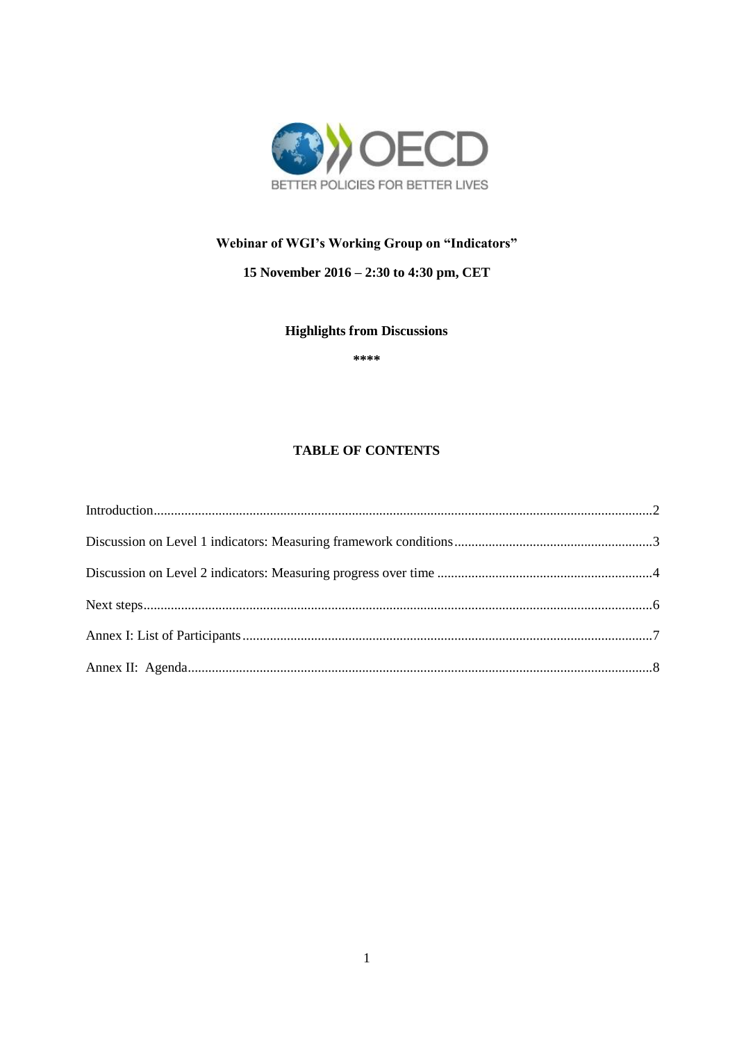**Webinar of WGI's Working Group on "Indicators"**

**15 November 2016 – 2:30 to 4:30 pm, CET**

**Highlights from Discussions**

****

**TABLE OF CONTENTS**

Introduction......2

Discussion on Level 1 indicators: Measuring framework conditions......3

Discussion on Level 2 indicators: Measuring progress over time......4

Next steps......6

Annex I: List of Participants......7

Annex II: Agenda......8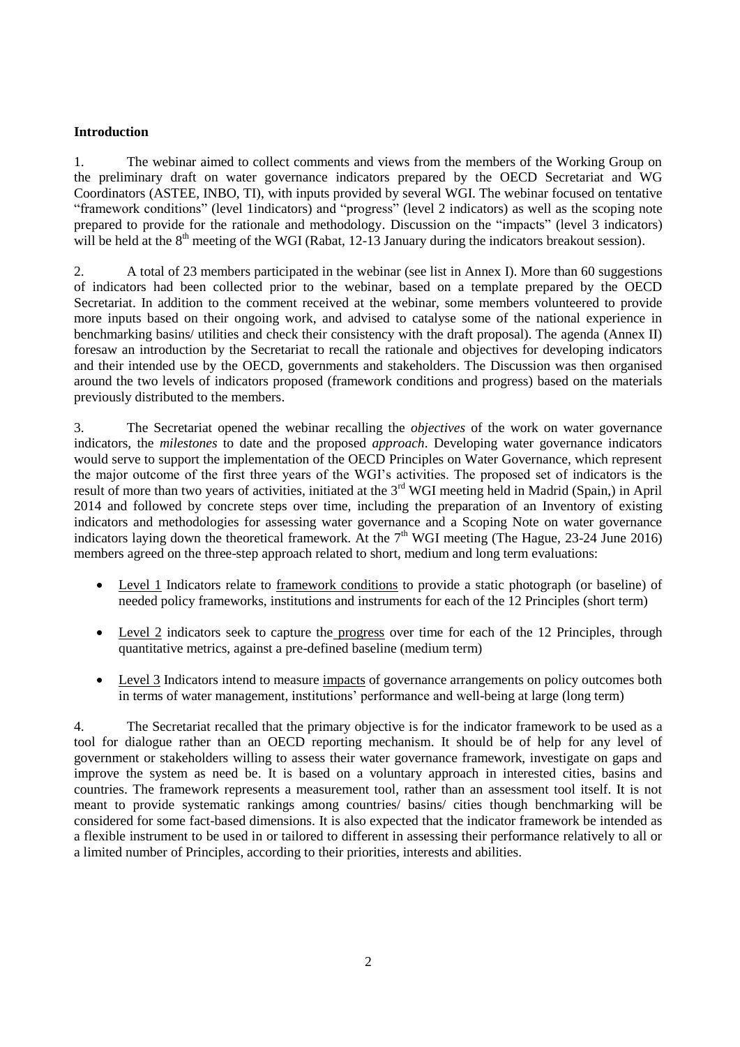**Introduction**

1. The webinar aimed to collect comments and views from the members of the Working Group on the preliminary draft on water governance indicators prepared by the OECD Secretariat and WG Coordinators (ASTEE, INBO, TI), with inputs provided by several WGI. The webinar focused on tentative "framework conditions" (level 1indicators) and "progress" (level 2 indicators) as well as the scoping note prepared to provide for the rationale and methodology. Discussion on the "impacts" (level 3 indicators) will be held at the 8[th] meeting of the WGI (Rabat, 12-13 January during the indicators breakout session).

2. A total of 23 members participated in the webinar (see list in Annex I). More than 60 suggestions of indicators had been collected prior to the webinar, based on a template prepared by the OECD Secretariat. In addition to the comment received at the webinar, some members volunteered to provide more inputs based on their ongoing work, and advised to catalyse some of the national experience in benchmarking basins/ utilities and check their consistency with the draft proposal). The agenda (Annex II) foresaw an introduction by the Secretariat to recall the rationale and objectives for developing indicators and their intended use by the OECD, governments and stakeholders. The Discussion was then organised around the two levels of indicators proposed (framework conditions and progress) based on the materials previously distributed to the members.

3. The Secretariat opened the webinar recalling the *objectives* of the work on water governance indicators, the *milestones* to date and the proposed *approach*. Developing water governance indicators would serve to support the implementation of the OECD Principles on Water Governance, which represent the major outcome of the first three years of the WGI's activities. The proposed set of indicators is the result of more than two years of activities, initiated at the 3[rd] WGI meeting held in Madrid (Spain,) in April 2014 and followed by concrete steps over time, including the preparation of an Inventory of existing indicators and methodologies for assessing water governance and a Scoping Note on water governance indicators laying down the theoretical framework. At the 7[th] WGI meeting (The Hague, 23-24 June 2016) members agreed on the three-step approach related to short, medium and long term evaluations:

- Level 1 Indicators relate to framework conditions to provide a static photograph (or baseline) of needed policy frameworks, institutions and instruments for each of the 12 Principles (short term)
- Level 2 indicators seek to capture the progress over time for each of the 12 Principles, through quantitative metrics, against a pre-defined baseline (medium term)
- Level 3 Indicators intend to measure impacts of governance arrangements on policy outcomes both in terms of water management, institutions' performance and well-being at large (long term)

4. The Secretariat recalled that the primary objective is for the indicator framework to be used as a tool for dialogue rather than an OECD reporting mechanism. It should be of help for any level of government or stakeholders willing to assess their water governance framework, investigate on gaps and improve the system as need be. It is based on a voluntary approach in interested cities, basins and countries. The framework represents a measurement tool, rather than an assessment tool itself. It is not meant to provide systematic rankings among countries/ basins/ cities though benchmarking will be considered for some fact-based dimensions. It is also expected that the indicator framework be intended as a flexible instrument to be used in or tailored to different in assessing their performance relatively to all or a limited number of Principles, according to their priorities, interests and abilities.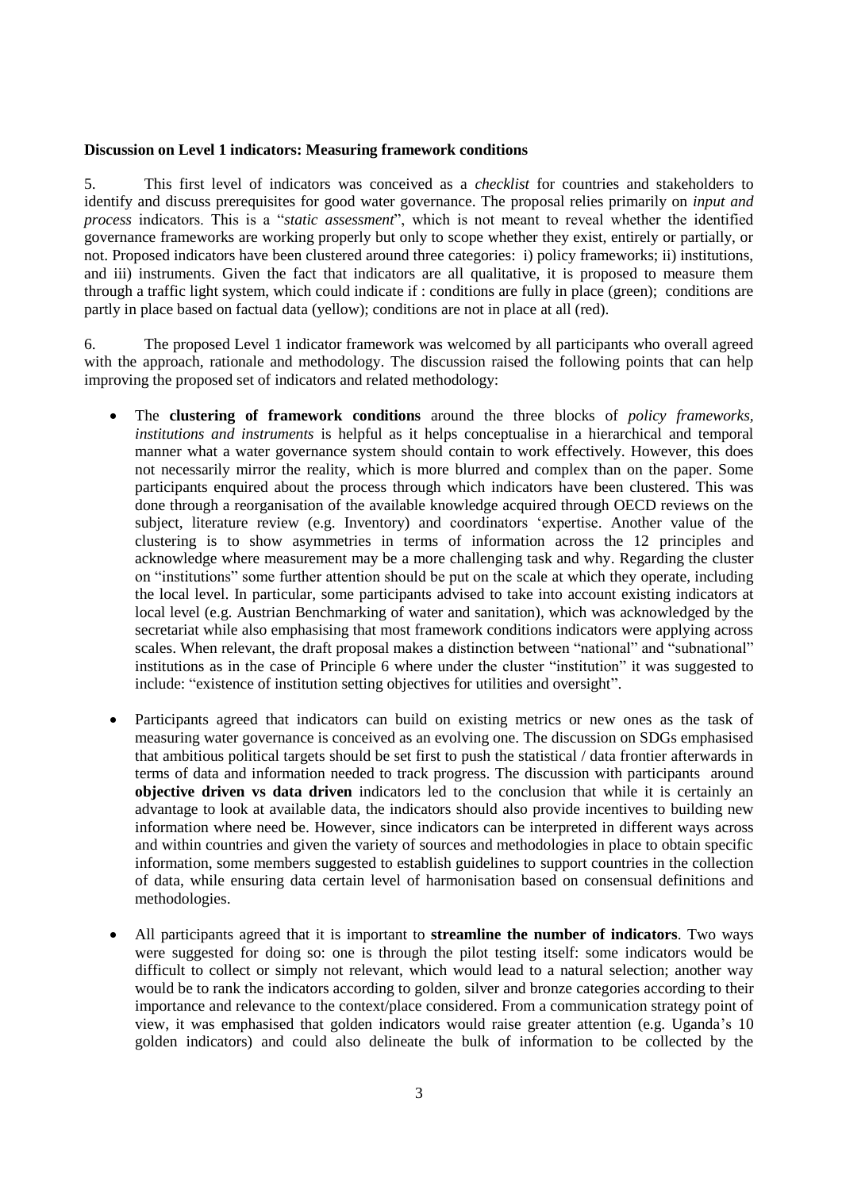**Discussion on Level 1 indicators: Measuring framework conditions**

5. This first level of indicators was conceived as a *checklist* for countries and stakeholders to identify and discuss prerequisites for good water governance. The proposal relies primarily on *input and process* indicators. This is a "*static assessment*", which is not meant to reveal whether the identified governance frameworks are working properly but only to scope whether they exist, entirely or partially, or not. Proposed indicators have been clustered around three categories: i) policy frameworks; ii) institutions, and iii) instruments. Given the fact that indicators are all qualitative, it is proposed to measure them through a traffic light system, which could indicate if : conditions are fully in place (green); conditions are partly in place based on factual data (yellow); conditions are not in place at all (red).

6. The proposed Level 1 indicator framework was welcomed by all participants who overall agreed with the approach, rationale and methodology. The discussion raised the following points that can help improving the proposed set of indicators and related methodology:

- The **clustering of framework conditions** around the three blocks of *policy frameworks, institutions and instruments* is helpful as it helps conceptualise in a hierarchical and temporal manner what a water governance system should contain to work effectively. However, this does not necessarily mirror the reality, which is more blurred and complex than on the paper. Some participants enquired about the process through which indicators have been clustered. This was done through a reorganisation of the available knowledge acquired through OECD reviews on the subject, literature review (e.g. Inventory) and coordinators 'expertise. Another value of the clustering is to show asymmetries in terms of information across the 12 principles and acknowledge where measurement may be a more challenging task and why. Regarding the cluster on "institutions" some further attention should be put on the scale at which they operate, including the local level. In particular, some participants advised to take into account existing indicators at local level (e.g. Austrian Benchmarking of water and sanitation), which was acknowledged by the secretariat while also emphasising that most framework conditions indicators were applying across scales. When relevant, the draft proposal makes a distinction between "national" and "subnational" institutions as in the case of Principle 6 where under the cluster "institution" it was suggested to include: "existence of institution setting objectives for utilities and oversight".

- Participants agreed that indicators can build on existing metrics or new ones as the task of measuring water governance is conceived as an evolving one. The discussion on SDGs emphasised that ambitious political targets should be set first to push the statistical / data frontier afterwards in terms of data and information needed to track progress. The discussion with participants around **objective driven vs data driven** indicators led to the conclusion that while it is certainly an advantage to look at available data, the indicators should also provide incentives to building new information where need be. However, since indicators can be interpreted in different ways across and within countries and given the variety of sources and methodologies in place to obtain specific information, some members suggested to establish guidelines to support countries in the collection of data, while ensuring data certain level of harmonisation based on consensual definitions and methodologies.

- All participants agreed that it is important to **streamline the number of indicators**. Two ways were suggested for doing so: one is through the pilot testing itself: some indicators would be difficult to collect or simply not relevant, which would lead to a natural selection; another way would be to rank the indicators according to golden, silver and bronze categories according to their importance and relevance to the context/place considered. From a communication strategy point of view, it was emphasised that golden indicators would raise greater attention (e.g. Uganda's 10 golden indicators) and could also delineate the bulk of information to be collected by the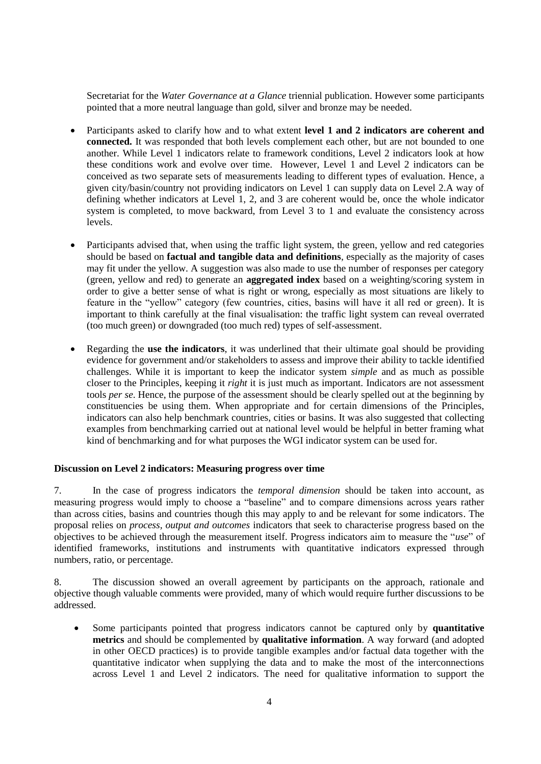Secretariat for the *Water Governance at a Glance* triennial publication. However some participants pointed that a more neutral language than gold, silver and bronze may be needed.

- Participants asked to clarify how and to what extent **level 1 and 2 indicators are coherent and connected.** It was responded that both levels complement each other, but are not bounded to one another. While Level 1 indicators relate to framework conditions, Level 2 indicators look at how these conditions work and evolve over time. However, Level 1 and Level 2 indicators can be conceived as two separate sets of measurements leading to different types of evaluation. Hence, a given city/basin/country not providing indicators on Level 1 can supply data on Level 2.A way of defining whether indicators at Level 1, 2, and 3 are coherent would be, once the whole indicator system is completed, to move backward, from Level 3 to 1 and evaluate the consistency across levels.

- Participants advised that, when using the traffic light system, the green, yellow and red categories should be based on **factual and tangible data and definitions**, especially as the majority of cases may fit under the yellow. A suggestion was also made to use the number of responses per category (green, yellow and red) to generate an **aggregated index** based on a weighting/scoring system in order to give a better sense of what is right or wrong, especially as most situations are likely to feature in the "yellow" category (few countries, cities, basins will have it all red or green). It is important to think carefully at the final visualisation: the traffic light system can reveal overrated (too much green) or downgraded (too much red) types of self-assessment.

- Regarding the **use the indicators**, it was underlined that their ultimate goal should be providing evidence for government and/or stakeholders to assess and improve their ability to tackle identified challenges. While it is important to keep the indicator system *simple* and as much as possible closer to the Principles, keeping it *right* it is just much as important. Indicators are not assessment tools *per se*. Hence, the purpose of the assessment should be clearly spelled out at the beginning by constituencies be using them. When appropriate and for certain dimensions of the Principles, indicators can also help benchmark countries, cities or basins. It was also suggested that collecting examples from benchmarking carried out at national level would be helpful in better framing what kind of benchmarking and for what purposes the WGI indicator system can be used for.

**Discussion on Level 2 indicators: Measuring progress over time**

7. In the case of progress indicators the *temporal dimension* should be taken into account, as measuring progress would imply to choose a "baseline" and to compare dimensions across years rather than across cities, basins and countries though this may apply to and be relevant for some indicators. The proposal relies on *process, output and outcomes* indicators that seek to characterise progress based on the objectives to be achieved through the measurement itself. Progress indicators aim to measure the "*use*" of identified frameworks, institutions and instruments with quantitative indicators expressed through numbers, ratio, or percentage.

8. The discussion showed an overall agreement by participants on the approach, rationale and objective though valuable comments were provided, many of which would require further discussions to be addressed.

- Some participants pointed that progress indicators cannot be captured only by **quantitative metrics** and should be complemented by **qualitative information**. A way forward (and adopted in other OECD practices) is to provide tangible examples and/or factual data together with the quantitative indicator when supplying the data and to make the most of the interconnections across Level 1 and Level 2 indicators. The need for qualitative information to support the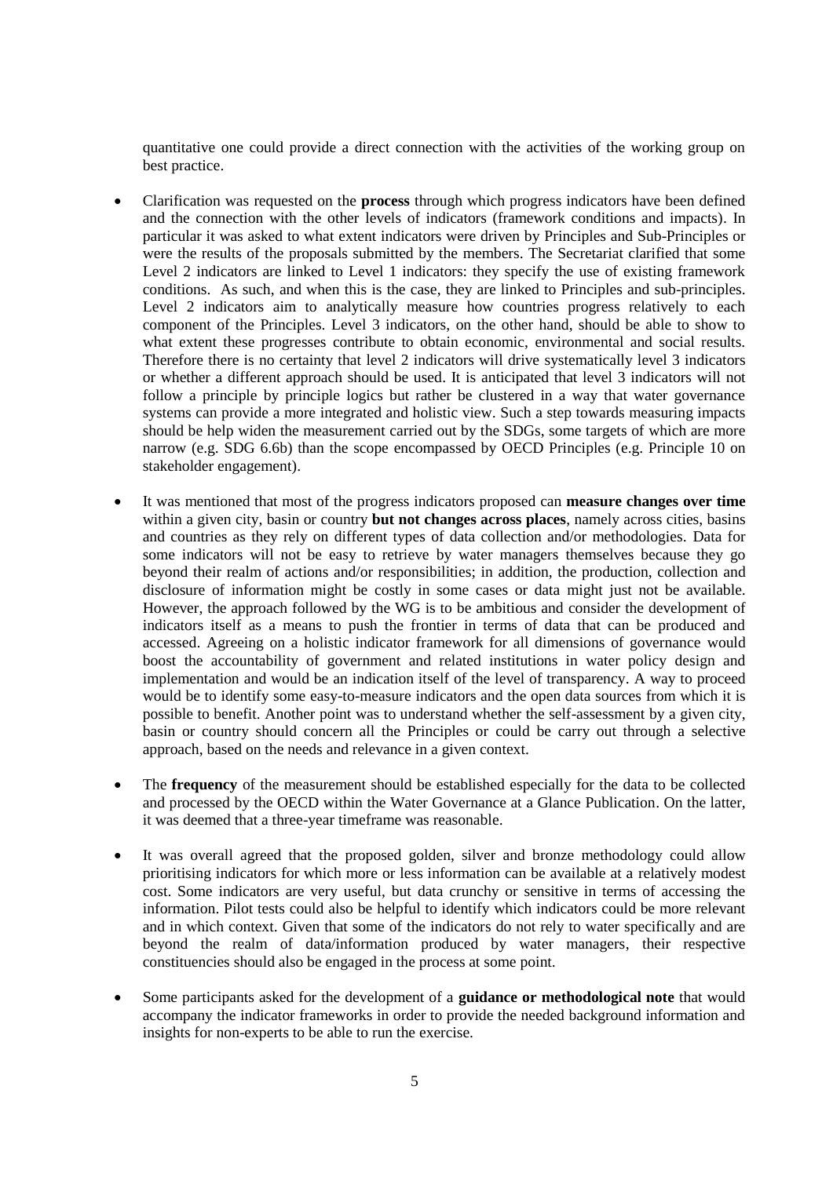quantitative one could provide a direct connection with the activities of the working group on best practice.

- Clarification was requested on the **process** through which progress indicators have been defined and the connection with the other levels of indicators (framework conditions and impacts). In particular it was asked to what extent indicators were driven by Principles and Sub-Principles or were the results of the proposals submitted by the members. The Secretariat clarified that some Level 2 indicators are linked to Level 1 indicators: they specify the use of existing framework conditions. As such, and when this is the case, they are linked to Principles and sub-principles. Level 2 indicators aim to analytically measure how countries progress relatively to each component of the Principles. Level 3 indicators, on the other hand, should be able to show to what extent these progresses contribute to obtain economic, environmental and social results. Therefore there is no certainty that level 2 indicators will drive systematically level 3 indicators or whether a different approach should be used. It is anticipated that level 3 indicators will not follow a principle by principle logics but rather be clustered in a way that water governance systems can provide a more integrated and holistic view. Such a step towards measuring impacts should be help widen the measurement carried out by the SDGs, some targets of which are more narrow (e.g. SDG 6.6b) than the scope encompassed by OECD Principles (e.g. Principle 10 on stakeholder engagement).

- It was mentioned that most of the progress indicators proposed can **measure changes over time** within a given city, basin or country **but not changes across places**, namely across cities, basins and countries as they rely on different types of data collection and/or methodologies. Data for some indicators will not be easy to retrieve by water managers themselves because they go beyond their realm of actions and/or responsibilities; in addition, the production, collection and disclosure of information might be costly in some cases or data might just not be available. However, the approach followed by the WG is to be ambitious and consider the development of indicators itself as a means to push the frontier in terms of data that can be produced and accessed. Agreeing on a holistic indicator framework for all dimensions of governance would boost the accountability of government and related institutions in water policy design and implementation and would be an indication itself of the level of transparency. A way to proceed would be to identify some easy-to-measure indicators and the open data sources from which it is possible to benefit. Another point was to understand whether the self-assessment by a given city, basin or country should concern all the Principles or could be carry out through a selective approach, based on the needs and relevance in a given context.

- The **frequency** of the measurement should be established especially for the data to be collected and processed by the OECD within the Water Governance at a Glance Publication. On the latter, it was deemed that a three-year timeframe was reasonable.

- It was overall agreed that the proposed golden, silver and bronze methodology could allow prioritising indicators for which more or less information can be available at a relatively modest cost. Some indicators are very useful, but data crunchy or sensitive in terms of accessing the information. Pilot tests could also be helpful to identify which indicators could be more relevant and in which context. Given that some of the indicators do not rely to water specifically and are beyond the realm of data/information produced by water managers, their respective constituencies should also be engaged in the process at some point.

- Some participants asked for the development of a **guidance or methodological note** that would accompany the indicator frameworks in order to provide the needed background information and insights for non-experts to be able to run the exercise.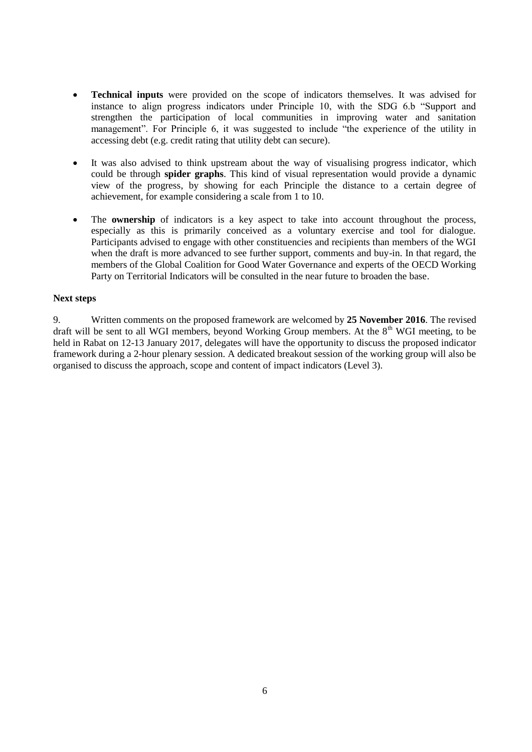- **Technical inputs** were provided on the scope of indicators themselves. It was advised for instance to align progress indicators under Principle 10, with the SDG 6.b "Support and strengthen the participation of local communities in improving water and sanitation management". For Principle 6, it was suggested to include "the experience of the utility in accessing debt (e.g. credit rating that utility debt can secure).

- It was also advised to think upstream about the way of visualising progress indicator, which could be through **spider graphs**. This kind of visual representation would provide a dynamic view of the progress, by showing for each Principle the distance to a certain degree of achievement, for example considering a scale from 1 to 10.

- The **ownership** of indicators is a key aspect to take into account throughout the process, especially as this is primarily conceived as a voluntary exercise and tool for dialogue. Participants advised to engage with other constituencies and recipients than members of the WGI when the draft is more advanced to see further support, comments and buy-in. In that regard, the members of the Global Coalition for Good Water Governance and experts of the OECD Working Party on Territorial Indicators will be consulted in the near future to broaden the base.

**Next steps**

9. Written comments on the proposed framework are welcomed by **25 November 2016**. The revised draft will be sent to all WGI members, beyond Working Group members. At the 8th WGI meeting, to be held in Rabat on 12-13 January 2017, delegates will have the opportunity to discuss the proposed indicator framework during a 2-hour plenary session. A dedicated breakout session of the working group will also be organised to discuss the approach, scope and content of impact indicators (Level 3).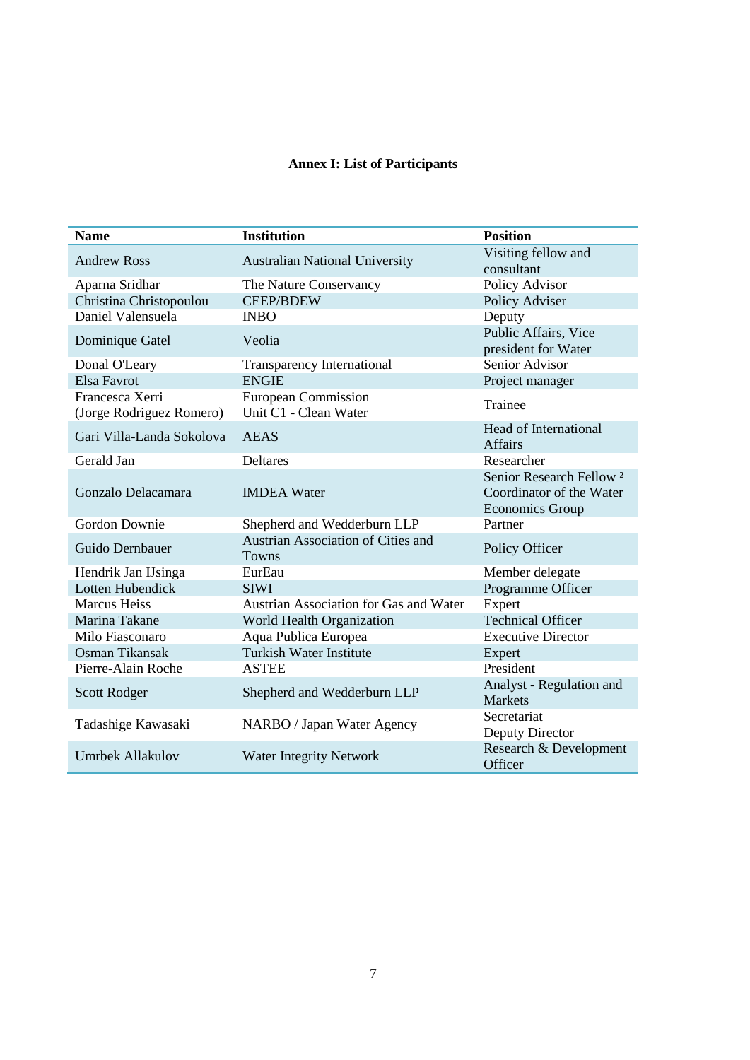**Annex I: List of Participants**

| Name | Institution | Position |
|---|---|---|
| Andrew Ross | Australian National University | Visiting fellow and consultant |
| Aparna Sridhar | The Nature Conservancy | Policy Advisor |
| Christina Christopoulou | CEEP/BDEW | Policy Adviser |
| Daniel Valensuela | INBO | Deputy |
| Dominique Gatel | Veolia | Public Affairs, Vice president for Water |
| Donal O'Leary | Transparency International | Senior Advisor |
| Elsa Favrot | ENGIE | Project manager |
| Francesca Xerri (Jorge Rodriguez Romero) | European Commission Unit C1 - Clean Water | Trainee |
| Gari Villa-Landa Sokolova | AEAS | Head of International Affairs |
| Gerald Jan | Deltares | Researcher |
| Gonzalo Delacamara | IMDEA Water | Senior Research Fellow ² Coordinator of the Water Economics Group |
| Gordon Downie | Shepherd and Wedderburn LLP | Partner |
| Guido Dernbauer | Austrian Association of Cities and Towns | Policy Officer |
| Hendrik Jan IJsinga | EurEau | Member delegate |
| Lotten Hubendick | SIWI | Programme Officer |
| Marcus Heiss | Austrian Association for Gas and Water | Expert |
| Marina Takane | World Health Organization | Technical Officer |
| Milo Fiasconaro | Aqua Publica Europea | Executive Director |
| Osman Tikansak | Turkish Water Institute | Expert |
| Pierre-Alain Roche | ASTEE | President |
| Scott Rodger | Shepherd and Wedderburn LLP | Analyst - Regulation and Markets |
| Tadashige Kawasaki | NARBO / Japan Water Agency | Secretariat Deputy Director |
| Umrbek Allakulov | Water Integrity Network | Research & Development Officer |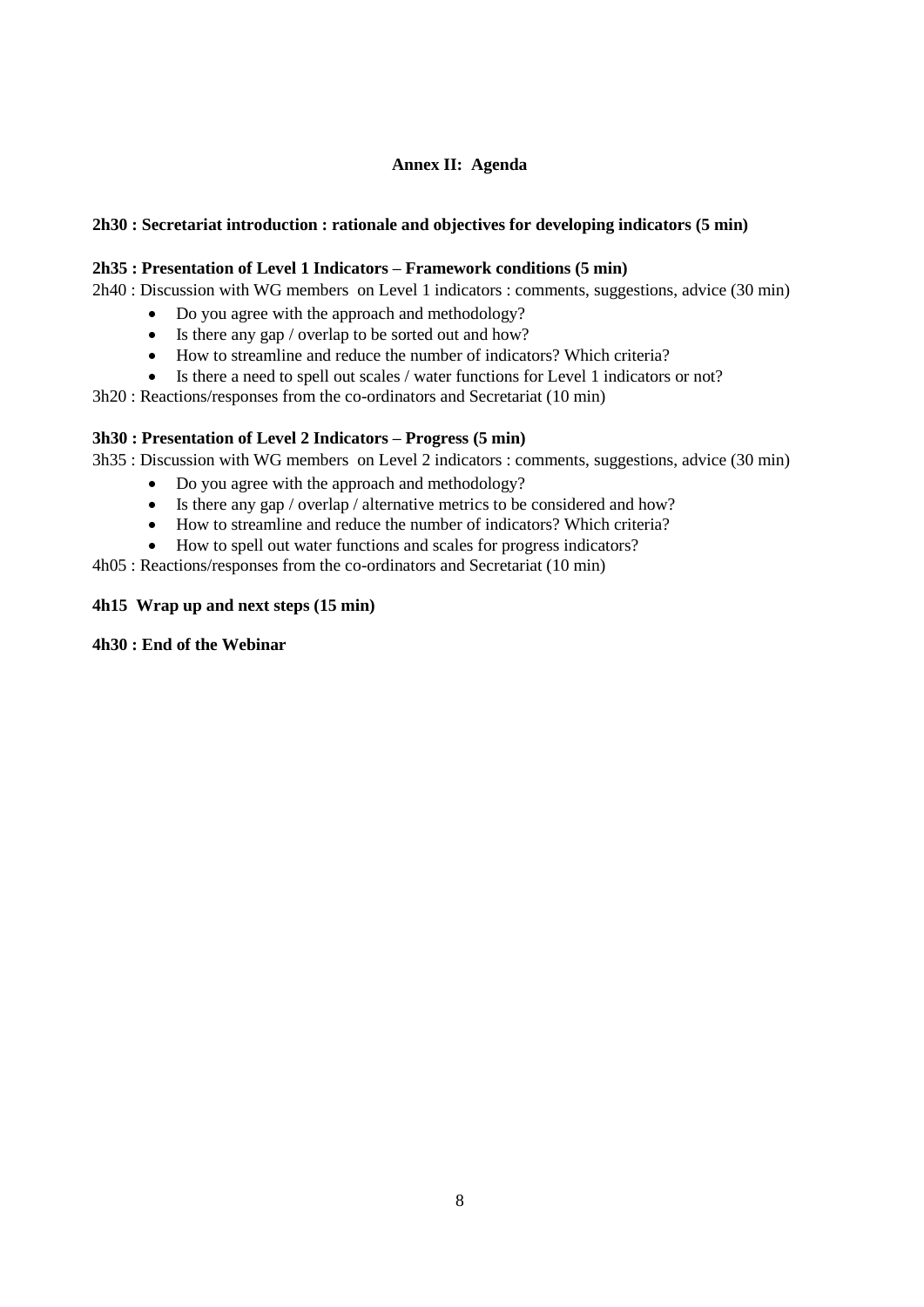**Annex II: Agenda**

**2h30 : Secretariat introduction : rationale and objectives for developing indicators (5 min)**

**2h35 : Presentation of Level 1 Indicators – Framework conditions (5 min)**

2h40 : Discussion with WG members on Level 1 indicators : comments, suggestions, advice (30 min)

- Do you agree with the approach and methodology?
- Is there any gap / overlap to be sorted out and how?
- How to streamline and reduce the number of indicators? Which criteria?
- Is there a need to spell out scales / water functions for Level 1 indicators or not?

3h20 : Reactions/responses from the co-ordinators and Secretariat (10 min)

**3h30 : Presentation of Level 2 Indicators – Progress (5 min)**

3h35 : Discussion with WG members on Level 2 indicators : comments, suggestions, advice (30 min)

- Do you agree with the approach and methodology?
- Is there any gap / overlap / alternative metrics to be considered and how?
- How to streamline and reduce the number of indicators? Which criteria?
- How to spell out water functions and scales for progress indicators?

4h05 : Reactions/responses from the co-ordinators and Secretariat (10 min)

**4h15 Wrap up and next steps (15 min)**

**4h30 : End of the Webinar**